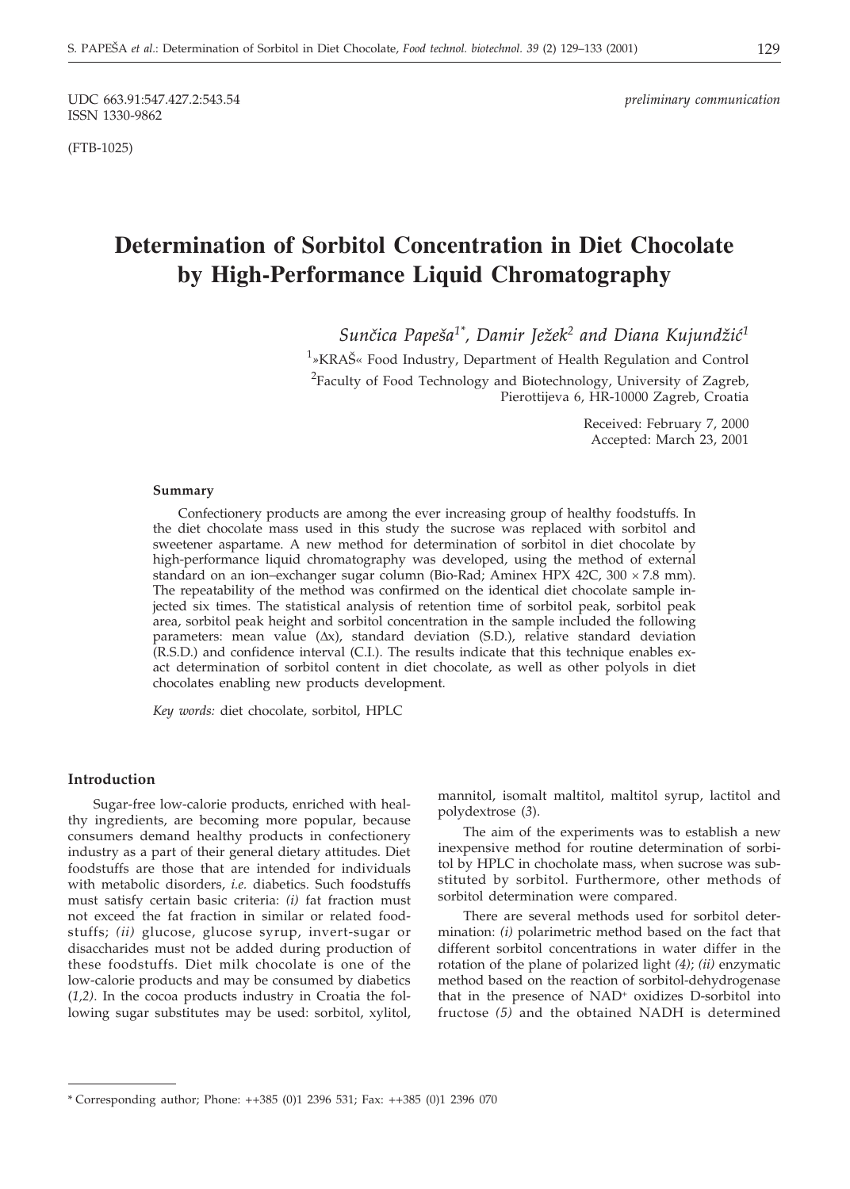UDC 663.91:547.427.2:543.54
ISSN 1330-9862

*preliminary communication*

(FTB-1025)

# Determination of Sorbitol Concentration in Diet Chocolate by High-Performance Liquid Chromatography

*Sunčica Papeša[1*], Damir Ježek[2] and Diana Kujundžić[1]*

[1]»KRAŠ« Food Industry, Department of Health Regulation and Control

[2]Faculty of Food Technology and Biotechnology, University of Zagreb, Pierottijeva 6, HR-10000 Zagreb, Croatia

Received: February 7, 2000
Accepted: March 23, 2001

### Summary

Confectionery products are among the ever increasing group of healthy foodstuffs. In the diet chocolate mass used in this study the sucrose was replaced with sorbitol and sweetener aspartame. A new method for determination of sorbitol in diet chocolate by high-performance liquid chromatography was developed, using the method of external standard on an ion–exchanger sugar column (Bio-Rad; Aminex HPX 42C, 300 × 7.8 mm). The repeatability of the method was confirmed on the identical diet chocolate sample injected six times. The statistical analysis of retention time of sorbitol peak, sorbitol peak area, sorbitol peak height and sorbitol concentration in the sample included the following parameters: mean value (Δx), standard deviation (S.D.), relative standard deviation (R.S.D.) and confidence interval (C.I.). The results indicate that this technique enables exact determination of sorbitol content in diet chocolate, as well as other polyols in diet chocolates enabling new products development.

*Key words:* diet chocolate, sorbitol, HPLC

## Introduction

Sugar-free low-calorie products, enriched with healthy ingredients, are becoming more popular, because consumers demand healthy products in confectionery industry as a part of their general dietary attitudes. Diet foodstuffs are those that are intended for individuals with metabolic disorders, *i.e.* diabetics. Such foodstuffs must satisfy certain basic criteria: *(i)* fat fraction must not exceed the fat fraction in similar or related foodstuffs; *(ii)* glucose, glucose syrup, invert-sugar or disaccharides must not be added during production of these foodstuffs. Diet milk chocolate is one of the low-calorie products and may be consumed by diabetics (*1,2*). In the cocoa products industry in Croatia the following sugar substitutes may be used: sorbitol, xylitol, mannitol, isomalt maltitol, maltitol syrup, lactitol and polydextrose (*3*).

The aim of the experiments was to establish a new inexpensive method for routine determination of sorbitol by HPLC in chocholate mass, when sucrose was substituted by sorbitol. Furthermore, other methods of sorbitol determination were compared.

There are several methods used for sorbitol determination: *(i)* polarimetric method based on the fact that different sorbitol concentrations in water differ in the rotation of the plane of polarized light *(4)*; *(ii)* enzymatic method based on the reaction of sorbitol-dehydrogenase that in the presence of $NAD^+$ oxidizes D-sorbitol into fructose *(5)* and the obtained NADH is determined

* Corresponding author; Phone: ++385 (0)1 2396 531; Fax: ++385 (0)1 2396 070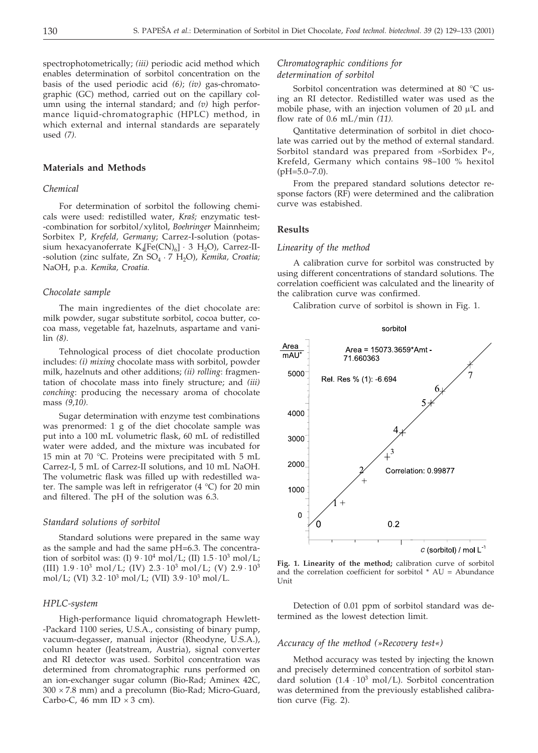spectrophotometrically; *(iii)* periodic acid method which enables determination of sorbitol concentration on the basis of the used periodic acid *(6)*; *(iv)* gas-chromatographic (GC) method, carried out on the capillary column using the internal standard; and *(v)* high performance liquid-chromatographic (HPLC) method, in which external and internal standards are separately used *(7).*

## Materials and Methods

### *Chemical*

For determination of sorbitol the following chemicals were used: redistilled water, *Kraš;* enzymatic test-combination for sorbitol/xylitol, *Boehringer* Mainnheim; Sorbitex P, *Krefeld, Germany*; Carrez-I-solution (potassium hexacyanoferrate $K_4[Fe(CN)_6] \cdot 3\ H_2O$), Carrez-II-solution (zinc sulfate, $Zn\ SO_4 \cdot 7\ H_2O$), *Kemika, Croatia;* NaOH, p.a. *Kemika, Croatia.*

### *Chocolate sample*

The main ingredientes of the diet chocolate are: milk powder, sugar substitute sorbitol, cocoa butter, cocoa mass, vegetable fat, hazelnuts, aspartame and vanilin *(8).*

Tehnological process of diet chocolate production includes: *(i) mixing* chocolate mass with sorbitol, powder milk, hazelnuts and other additions; *(ii) rolling*: fragmentation of chocolate mass into finely structure; and *(iii) conching*: producing the necessary aroma of chocolate mass *(9,10).*

Sugar determination with enzyme test combinations was prenormed: 1 g of the diet chocolate sample was put into a 100 mL volumetric flask, 60 mL of redistilled water were added, and the mixture was incubated for 15 min at 70 °C. Proteins were precipitated with 5 mL Carrez-I, 5 mL of Carrez-II solutions, and 10 mL NaOH. The volumetric flask was filled up with redistilled water. The sample was left in refrigerator (4 °C) for 20 min and filtered. The pH of the solution was 6.3.

### *Standard solutions of sorbitol*

Standard solutions were prepared in the same way as the sample and had the same pH=6.3. The concentration of sorbitol was: (I) $9 \cdot 10^4$ mol/L; (II) $1.5 \cdot 10^3$ mol/L; (III) $1.9 \cdot 10^3$ mol/L; (IV) $2.3 \cdot 10^3$ mol/L; (V) $2.9 \cdot 10^3$ mol/L; (VI) $3.2 \cdot 10^3$ mol/L; (VII) $3.9 \cdot 10^3$ mol/L.

### *HPLC-system*

High-performance liquid chromatograph Hewlett-Packard 1100 series, U.S.A., consisting of binary pump, vacuum-degasser, manual injector (Rheodyne, U.S.A.), column heater (Jeatstream, Austria), signal converter and RI detector was used. Sorbitol concentration was determined from chromatographic runs performed on an ion-exchanger sugar column (Bio-Rad; Aminex 42C, 300 × 7.8 mm) and a precolumn (Bio-Rad; Micro-Guard, Carbo-C, 46 mm ID × 3 cm).

### *Chromatographic conditions for determination of sorbitol*

Sorbitol concentration was determined at 80 °C using an RI detector. Redistilled water was used as the mobile phase, with an injection volumen of 20 µL and flow rate of 0.6 mL/min *(11).*

Qantitative determination of sorbitol in diet chocolate was carried out by the method of external standard. Sorbitol standard was prepared from »Sorbidex P«, Krefeld, Germany which contains 98–100 % hexitol (pH=5.0–7.0).

From the prepared standard solutions detector response factors (RF) were determined and the calibration curve was estabished.

## Results

### *Linearity of the method*

A calibration curve for sorbitol was constructed by using different concentrations of standard solutions. The correlation coefficient was calculated and the linearity of the calibration curve was confirmed.

Calibration curve of sorbitol is shown in Fig. 1.

**Fig. 1. Linearity of the method;** calibration curve of sorbitol and the correlation coefficient for sorbitol * AU = Abundance Unit

Detection of 0.01 ppm of sorbitol standard was determined as the lowest detection limit.

### *Accuracy of the method (»Recovery test«)*

Method accuracy was tested by injecting the known and precisely determined concentration of sorbitol standard solution ($1.4 \cdot 10^3$ mol/L). Sorbitol concentration was determined from the previously established calibration curve (Fig. 2).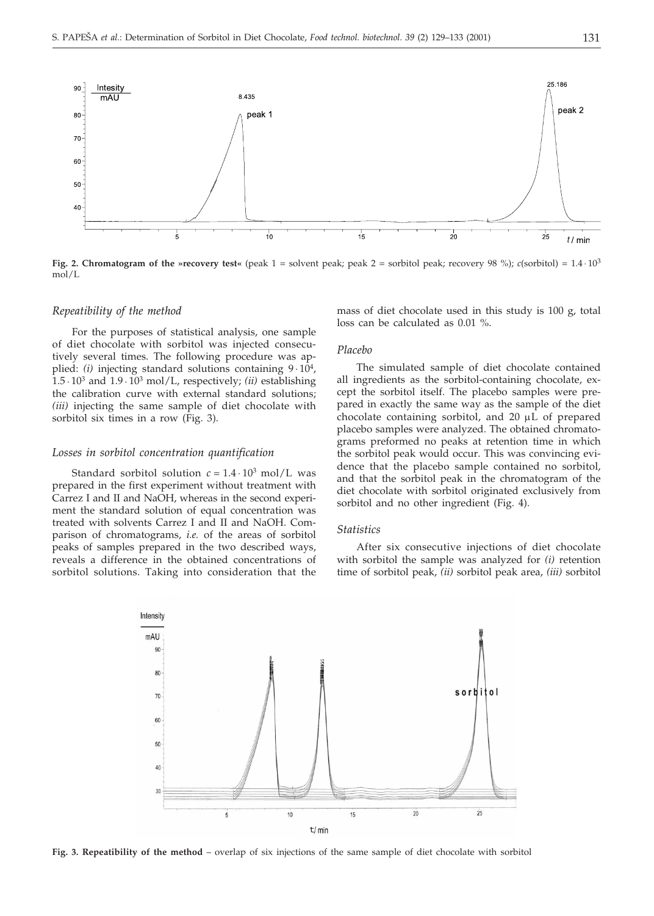Fig. 2. Chromatogram of the »recovery test« (peak 1 = solvent peak; peak 2 = sorbitol peak; recovery 98 %); $c$(sorbitol) = $1.4 \cdot 10^3$ mol/L

### *Repeatability of the method*

For the purposes of statistical analysis, one sample of diet chocolate with sorbitol was injected consecutively several times. The following procedure was applied: *(i)* injecting standard solutions containing $9 \cdot 10^4$, $1.5 \cdot 10^3$ and $1.9 \cdot 10^3$ mol/L, respectively; *(ii)* establishing the calibration curve with external standard solutions; *(iii)* injecting the same sample of diet chocolate with sorbitol six times in a row (Fig. 3).

### *Losses in sorbitol concentration quantification*

Standard sorbitol solution $c = 1.4 \cdot 10^3$ mol/L was prepared in the first experiment without treatment with Carrez I and II and NaOH, whereas in the second experiment the standard solution of equal concentration was treated with solvents Carrez I and II and NaOH. Comparison of chromatograms, *i.e.* of the areas of sorbitol peaks of samples prepared in the two described ways, reveals a difference in the obtained concentrations of sorbitol solutions. Taking into consideration that the mass of diet chocolate used in this study is 100 g, total loss can be calculated as 0.01 %.

### *Placebo*

The simulated sample of diet chocolate contained all ingredients as the sorbitol-containing chocolate, except the sorbitol itself. The placebo samples were prepared in exactly the same way as the sample of the diet chocolate containing sorbitol, and 20 μL of prepared placebo samples were analyzed. The obtained chromatograms preformed no peaks at retention time in which the sorbitol peak would occur. This was convincing evidence that the placebo sample contained no sorbitol, and that the sorbitol peak in the chromatogram of the diet chocolate with sorbitol originated exclusively from sorbitol and no other ingredient (Fig. 4).

### *Statistics*

After six consecutive injections of diet chocolate with sorbitol the sample was analyzed for *(i)* retention time of sorbitol peak, *(ii)* sorbitol peak area, *(iii)* sorbitol

Fig. 3. Repeatability of the method – overlap of six injections of the same sample of diet chocolate with sorbitol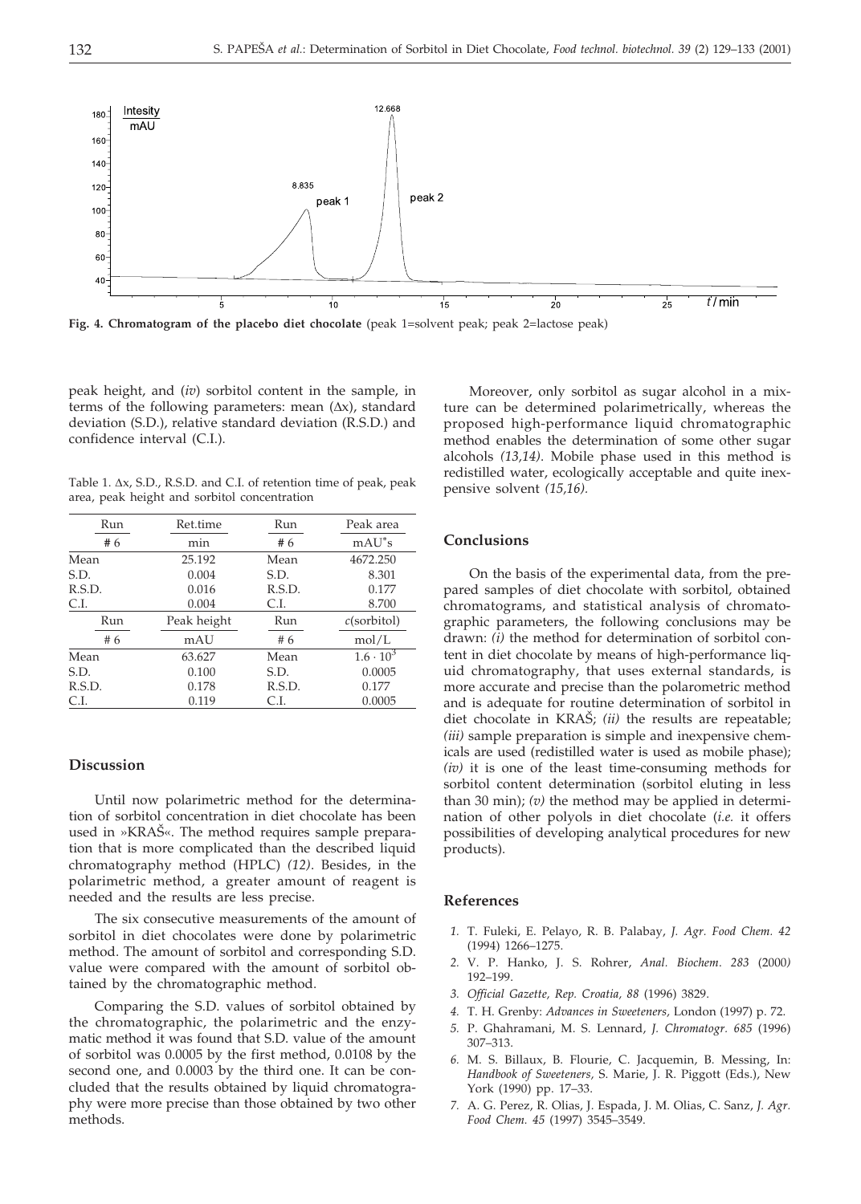**Fig. 4. Chromatogram of the placebo diet chocolate** (peak 1=solvent peak; peak 2=lactose peak)

peak height, and (*iv*) sorbitol content in the sample, in terms of the following parameters: mean ($\Delta x$), standard deviation (S.D.), relative standard deviation (R.S.D.) and confidence interval (C.I.).

Table 1. $\Delta x$, S.D., R.S.D. and C.I. of retention time of peak, peak area, peak height and sorbitol concentration

| Run | Ret.time | Run | Peak area |
|---|---|---|---|
| # 6 | min | # 6 | mAU*s |
| Mean | 25.192 | Mean | 4672.250 |
| S.D. | 0.004 | S.D. | 8.301 |
| R.S.D. | 0.016 | R.S.D. | 0.177 |
| C.I. | 0.004 | C.I. | 8.700 |
| **Run** | **Peak height** | **Run** | **$c$(sorbitol)** |
| # 6 | mAU | # 6 | mol/L |
| Mean | 63.627 | Mean | $1.6 \cdot 10^{3}$ |
| S.D. | 0.100 | S.D. | 0.0005 |
| R.S.D. | 0.178 | R.S.D. | 0.177 |
| C.I. | 0.119 | C.I. | 0.0005 |

## Discussion

Until now polarimetric method for the determination of sorbitol concentration in diet chocolate has been used in »KRAŠ«. The method requires sample preparation that is more complicated than the described liquid chromatography method (HPLC) *(12)*. Besides, in the polarimetric method, a greater amount of reagent is needed and the results are less precise.

The six consecutive measurements of the amount of sorbitol in diet chocolates were done by polarimetric method. The amount of sorbitol and corresponding S.D. value were compared with the amount of sorbitol obtained by the chromatographic method.

Comparing the S.D. values of sorbitol obtained by the chromatographic, the polarimetric and the enzymatic method it was found that S.D. value of the amount of sorbitol was 0.0005 by the first method, 0.0108 by the second one, and 0.0003 by the third one. It can be concluded that the results obtained by liquid chromatography were more precise than those obtained by two other methods.

Moreover, only sorbitol as sugar alcohol in a mixture can be determined polarimetrically, whereas the proposed high-performance liquid chromatographic method enables the determination of some other sugar alcohols *(13,14)*. Mobile phase used in this method is redistilled water, ecologically acceptable and quite inexpensive solvent *(15,16)*.

## Conclusions

On the basis of the experimental data, from the prepared samples of diet chocolate with sorbitol, obtained chromatograms, and statistical analysis of chromatographic parameters, the following conclusions may be drawn: *(i)* the method for determination of sorbitol content in diet chocolate by means of high-performance liquid chromatography, that uses external standards, is more accurate and precise than the polarometric method and is adequate for routine determination of sorbitol in diet chocolate in KRAŠ; *(ii)* the results are repeatable; *(iii)* sample preparation is simple and inexpensive chemicals are used (redistilled water is used as mobile phase); *(iv)* it is one of the least time-consuming methods for sorbitol content determination (sorbitol eluting in less than 30 min); *(v)* the method may be applied in determination of other polyols in diet chocolate (*i.e.* it offers possibilities of developing analytical procedures for new products).

## References

1. T. Fuleki, E. Pelayo, R. B. Palabay, *J. Agr. Food Chem. 42* (1994) 1266–1275.
2. V. P. Hanko, J. S. Rohrer, *Anal. Biochem. 283* (2000) 192–199.
3. *Official Gazette, Rep. Croatia, 88* (1996) 3829.
4. T. H. Grenby: *Advances in Sweeteners,* London (1997) p. 72.
5. P. Ghahramani, M. S. Lennard, *J. Chromatogr. 685* (1996) 307–313.
6. M. S. Billaux, B. Flourie, C. Jacquemin, B. Messing, In: *Handbook of Sweeteners,* S. Marie, J. R. Piggott (Eds.), New York (1990) pp. 17–33.
7. A. G. Perez, R. Olias, J. Espada, J. M. Olias, C. Sanz, *J. Agr. Food Chem. 45* (1997) 3545–3549.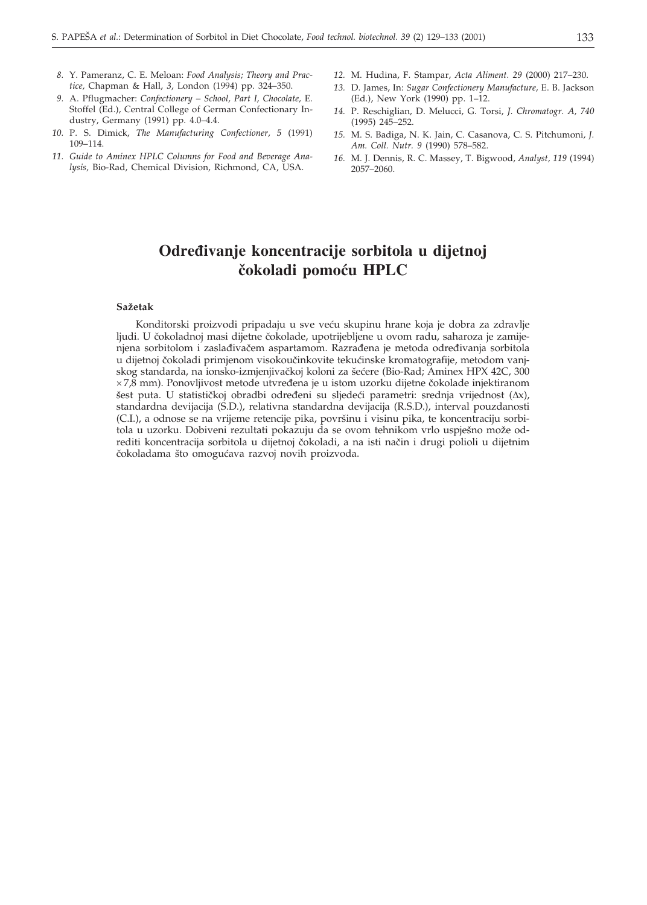8. Y. Pameranz, C. E. Meloan: *Food Analysis; Theory and Practice*, Chapman & Hall, *3*, London (1994) pp. 324–350.
9. A. Pflugmacher: *Confectionery – School, Part I, Chocolate*, E. Stoffel (Ed.), Central College of German Confectionary Industry, Germany (1991) pp. 4.0–4.4.
10. P. S. Dimick, *The Manufacturing Confectioner, 5* (1991) 109–114.
11. *Guide to Aminex HPLC Columns for Food and Beverage Analysis*, Bio-Rad, Chemical Division, Richmond, CA, USA.
12. M. Hudina, F. Stampar, *Acta Aliment. 29* (2000) 217–230.
13. D. James, In: *Sugar Confectionery Manufacture,* E. B. Jackson (Ed.), New York (1990) pp. 1–12.
14. P. Reschiglian, D. Melucci, G. Torsi, *J. Chromatogr. A, 740* (1995) 245–252.
15. M. S. Badiga, N. K. Jain, C. Casanova, C. S. Pitchumoni, *J. Am. Coll. Nutr. 9* (1990) 578–582.
16. M. J. Dennis, R. C. Massey, T. Bigwood, *Analyst, 119* (1994) 2057–2060.

# Određivanje koncentracije sorbitola u dijetnoj čokoladi pomoću HPLC

**Sažetak**

Konditorski proizvodi pripadaju u sve veću skupinu hrane koja je dobra za zdravlje ljudi. U čokoladnoj masi dijetne čokolade, upotrijebljene u ovom radu, saharoza je zamijenjena sorbitolom i zaslađivačem aspartamom. Razrađena je metoda određivanja sorbitola u dijetnoj čokoladi primjenom visokoučinkovite tekućinske kromatografije, metodom vanjskog standarda, na ionsko-izmjenjivačkoj koloni za šećere (Bio-Rad; Aminex HPX 42C, 300 $\times$ 7,8 mm). Ponovljivost metode utvrđena je u istom uzorku dijetne čokolade injektiranom šest puta. U statističkoj obradbi određeni su sljedeći parametri: srednja vrijednost ($\Delta$x), standardna devijacija (S.D.), relativna standardna devijacija (R.S.D.), interval pouzdanosti (C.I.), a odnose se na vrijeme retencije pika, površinu i visinu pika, te koncentraciju sorbitola u uzorku. Dobiveni rezultati pokazuju da se ovom tehnikom vrlo uspješno može odrediti koncentracija sorbitola u dijetnoj čokoladi, a na isti način i drugi polioli u dijetnim čokoladama što omogućava razvoj novih proizvoda.